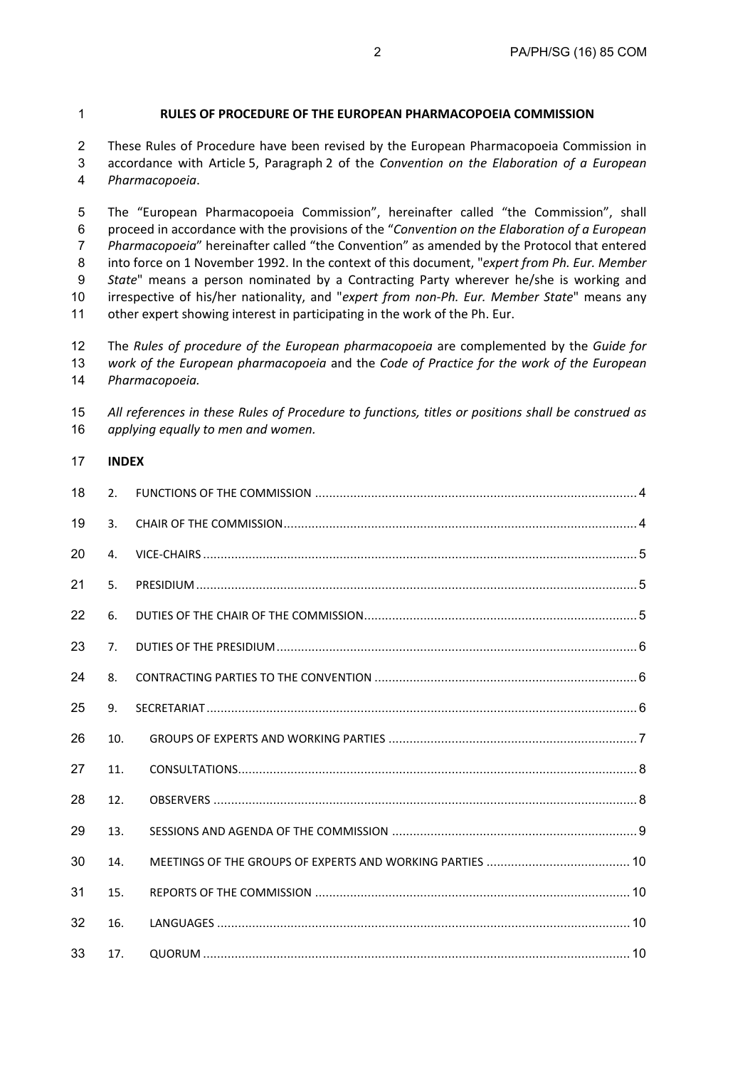# RULES OF PROCEDURE OF THE EUROPEAN PHARMACOPOEIA COMMISSION

These Rules of Procedure have been revised by the European Pharmacopoeia Commission in accordance with Article 5, Paragraph 2 of the *Convention on the Elaboration of a European Pharmacopoeia*.

The "European Pharmacopoeia Commission", hereinafter called "the Commission", shall proceed in accordance with the provisions of the "*Convention on the Elaboration of a European Pharmacopoeia*" hereinafter called "the Convention" as amended by the Protocol that entered into force on 1 November 1992. In the context of this document, "*expert from Ph. Eur. Member State*" means a person nominated by a Contracting Party wherever he/she is working and irrespective of his/her nationality, and "*expert from non-Ph. Eur. Member State*" means any other expert showing interest in participating in the work of the Ph. Eur.

The *Rules of procedure of the European pharmacopoeia* are complemented by the *Guide for work of the European pharmacopoeia* and the *Code of Practice for the work of the European Pharmacopoeia.*

*All references in these Rules of Procedure to functions, titles or positions shall be construed as applying equally to men and women.*

## INDEX

2. FUNCTIONS OF THE COMMISSION ... 4
3. CHAIR OF THE COMMISSION ... 4
4. VICE-CHAIRS ... 5
5. PRESIDIUM ... 5
6. DUTIES OF THE CHAIR OF THE COMMISSION ... 5
7. DUTIES OF THE PRESIDIUM ... 6
8. CONTRACTING PARTIES TO THE CONVENTION ... 6
9. SECRETARIAT ... 6
10. GROUPS OF EXPERTS AND WORKING PARTIES ... 7
11. CONSULTATIONS ... 8
12. OBSERVERS ... 8
13. SESSIONS AND AGENDA OF THE COMMISSION ... 9
14. MEETINGS OF THE GROUPS OF EXPERTS AND WORKING PARTIES ... 10
15. REPORTS OF THE COMMISSION ... 10
16. LANGUAGES ... 10
17. QUORUM ... 10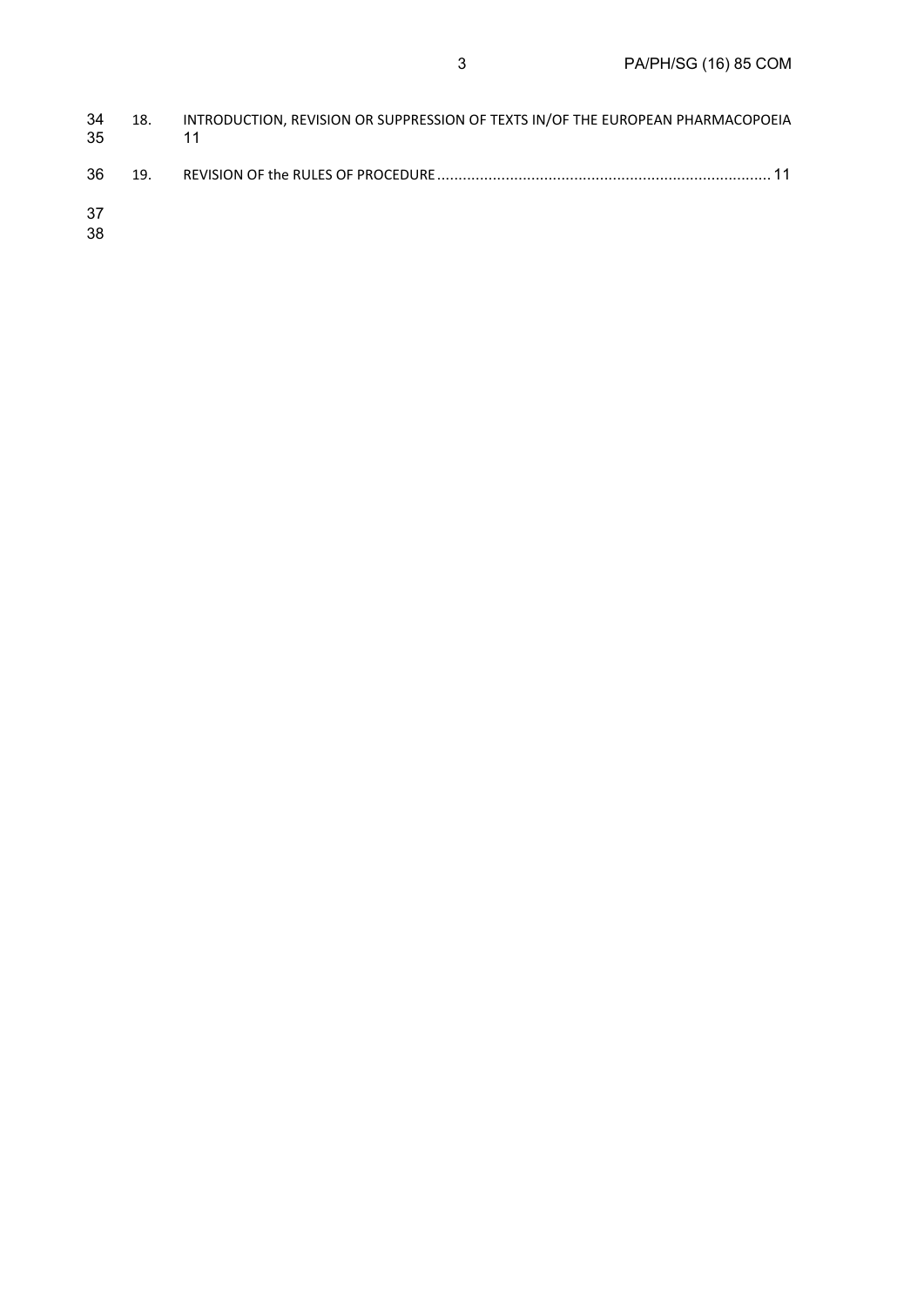18. INTRODUCTION, REVISION OR SUPPRESSION OF TEXTS IN/OF THE EUROPEAN PHARMACOPOEIA 11

19. REVISION OF the RULES OF PROCEDURE ............................................................................ 11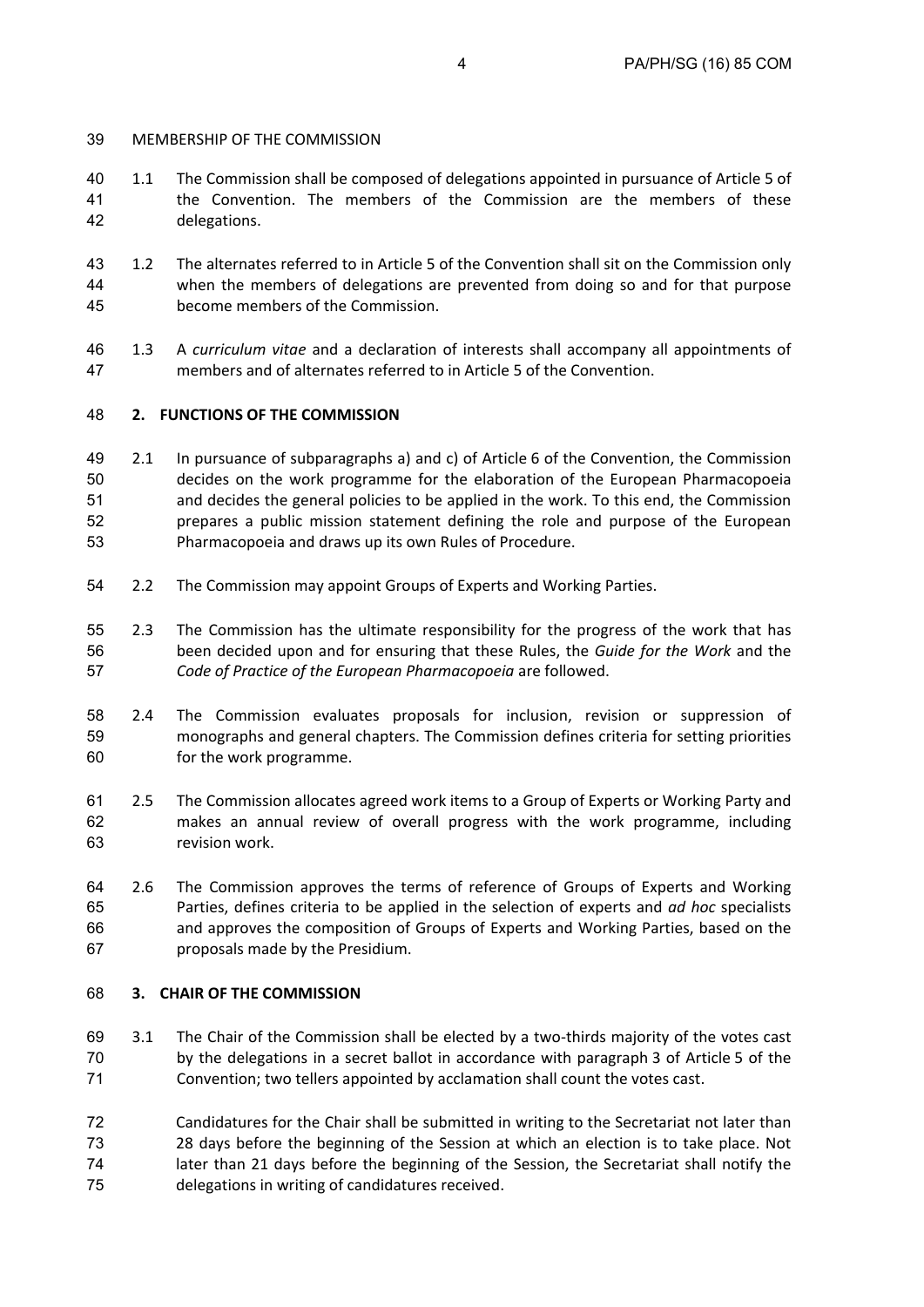## MEMBERSHIP OF THE COMMISSION

1.1 The Commission shall be composed of delegations appointed in pursuance of Article 5 of the Convention. The members of the Commission are the members of these delegations.

1.2 The alternates referred to in Article 5 of the Convention shall sit on the Commission only when the members of delegations are prevented from doing so and for that purpose become members of the Commission.

1.3 A *curriculum vitae* and a declaration of interests shall accompany all appointments of members and of alternates referred to in Article 5 of the Convention.

## 2. FUNCTIONS OF THE COMMISSION

2.1 In pursuance of subparagraphs a) and c) of Article 6 of the Convention, the Commission decides on the work programme for the elaboration of the European Pharmacopoeia and decides the general policies to be applied in the work. To this end, the Commission prepares a public mission statement defining the role and purpose of the European Pharmacopoeia and draws up its own Rules of Procedure.

2.2 The Commission may appoint Groups of Experts and Working Parties.

2.3 The Commission has the ultimate responsibility for the progress of the work that has been decided upon and for ensuring that these Rules, the *Guide for the Work* and the *Code of Practice of the European Pharmacopoeia* are followed.

2.4 The Commission evaluates proposals for inclusion, revision or suppression of monographs and general chapters. The Commission defines criteria for setting priorities for the work programme.

2.5 The Commission allocates agreed work items to a Group of Experts or Working Party and makes an annual review of overall progress with the work programme, including revision work.

2.6 The Commission approves the terms of reference of Groups of Experts and Working Parties, defines criteria to be applied in the selection of experts and *ad hoc* specialists and approves the composition of Groups of Experts and Working Parties, based on the proposals made by the Presidium.

## 3. CHAIR OF THE COMMISSION

3.1 The Chair of the Commission shall be elected by a two-thirds majority of the votes cast by the delegations in a secret ballot in accordance with paragraph 3 of Article 5 of the Convention; two tellers appointed by acclamation shall count the votes cast.

Candidatures for the Chair shall be submitted in writing to the Secretariat not later than 28 days before the beginning of the Session at which an election is to take place. Not later than 21 days before the beginning of the Session, the Secretariat shall notify the delegations in writing of candidatures received.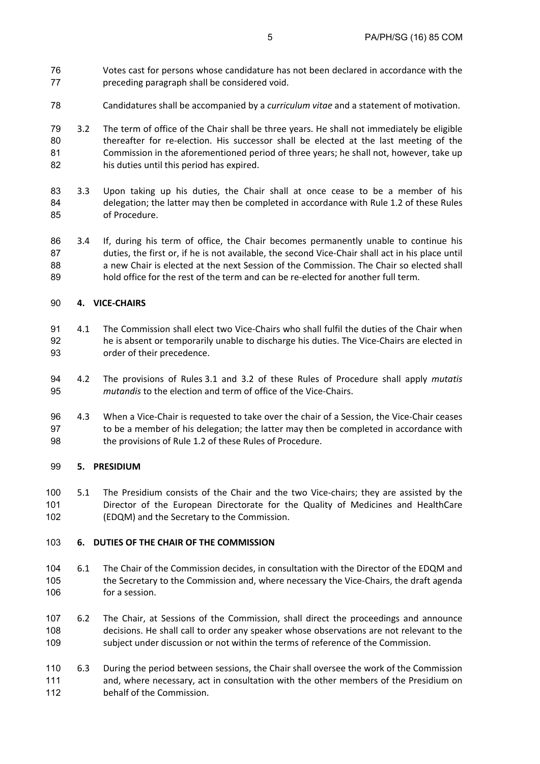Votes cast for persons whose candidature has not been declared in accordance with the preceding paragraph shall be considered void.

Candidatures shall be accompanied by a *curriculum vitae* and a statement of motivation.

3.2 The term of office of the Chair shall be three years. He shall not immediately be eligible thereafter for re-election. His successor shall be elected at the last meeting of the Commission in the aforementioned period of three years; he shall not, however, take up his duties until this period has expired.

3.3 Upon taking up his duties, the Chair shall at once cease to be a member of his delegation; the latter may then be completed in accordance with Rule 1.2 of these Rules of Procedure.

3.4 If, during his term of office, the Chair becomes permanently unable to continue his duties, the first or, if he is not available, the second Vice-Chair shall act in his place until a new Chair is elected at the next Session of the Commission. The Chair so elected shall hold office for the rest of the term and can be re-elected for another full term.

## 4. VICE-CHAIRS

4.1 The Commission shall elect two Vice-Chairs who shall fulfil the duties of the Chair when he is absent or temporarily unable to discharge his duties. The Vice-Chairs are elected in order of their precedence.

4.2 The provisions of Rules 3.1 and 3.2 of these Rules of Procedure shall apply *mutatis mutandis* to the election and term of office of the Vice-Chairs.

4.3 When a Vice-Chair is requested to take over the chair of a Session, the Vice-Chair ceases to be a member of his delegation; the latter may then be completed in accordance with the provisions of Rule 1.2 of these Rules of Procedure.

## 5. PRESIDIUM

5.1 The Presidium consists of the Chair and the two Vice-chairs; they are assisted by the Director of the European Directorate for the Quality of Medicines and HealthCare (EDQM) and the Secretary to the Commission.

## 6. DUTIES OF THE CHAIR OF THE COMMISSION

6.1 The Chair of the Commission decides, in consultation with the Director of the EDQM and the Secretary to the Commission and, where necessary the Vice-Chairs, the draft agenda for a session.

6.2 The Chair, at Sessions of the Commission, shall direct the proceedings and announce decisions. He shall call to order any speaker whose observations are not relevant to the subject under discussion or not within the terms of reference of the Commission.

6.3 During the period between sessions, the Chair shall oversee the work of the Commission and, where necessary, act in consultation with the other members of the Presidium on behalf of the Commission.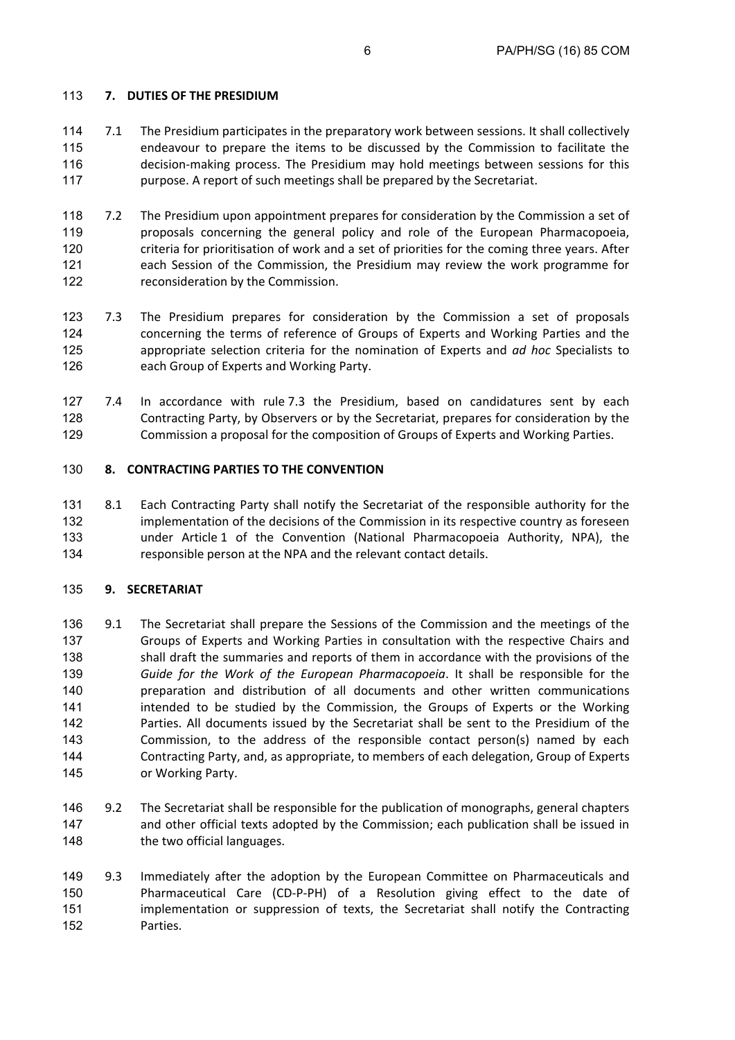## 7. DUTIES OF THE PRESIDIUM

7.1 The Presidium participates in the preparatory work between sessions. It shall collectively endeavour to prepare the items to be discussed by the Commission to facilitate the decision-making process. The Presidium may hold meetings between sessions for this purpose. A report of such meetings shall be prepared by the Secretariat.

7.2 The Presidium upon appointment prepares for consideration by the Commission a set of proposals concerning the general policy and role of the European Pharmacopoeia, criteria for prioritisation of work and a set of priorities for the coming three years. After each Session of the Commission, the Presidium may review the work programme for reconsideration by the Commission.

7.3 The Presidium prepares for consideration by the Commission a set of proposals concerning the terms of reference of Groups of Experts and Working Parties and the appropriate selection criteria for the nomination of Experts and *ad hoc* Specialists to each Group of Experts and Working Party.

7.4 In accordance with rule 7.3 the Presidium, based on candidatures sent by each Contracting Party, by Observers or by the Secretariat, prepares for consideration by the Commission a proposal for the composition of Groups of Experts and Working Parties.

## 8. CONTRACTING PARTIES TO THE CONVENTION

8.1 Each Contracting Party shall notify the Secretariat of the responsible authority for the implementation of the decisions of the Commission in its respective country as foreseen under Article 1 of the Convention (National Pharmacopoeia Authority, NPA), the responsible person at the NPA and the relevant contact details.

## 9. SECRETARIAT

9.1 The Secretariat shall prepare the Sessions of the Commission and the meetings of the Groups of Experts and Working Parties in consultation with the respective Chairs and shall draft the summaries and reports of them in accordance with the provisions of the *Guide for the Work of the European Pharmacopoeia*. It shall be responsible for the preparation and distribution of all documents and other written communications intended to be studied by the Commission, the Groups of Experts or the Working Parties. All documents issued by the Secretariat shall be sent to the Presidium of the Commission, to the address of the responsible contact person(s) named by each Contracting Party, and, as appropriate, to members of each delegation, Group of Experts or Working Party.

9.2 The Secretariat shall be responsible for the publication of monographs, general chapters and other official texts adopted by the Commission; each publication shall be issued in the two official languages.

9.3 Immediately after the adoption by the European Committee on Pharmaceuticals and Pharmaceutical Care (CD-P-PH) of a Resolution giving effect to the date of implementation or suppression of texts, the Secretariat shall notify the Contracting Parties.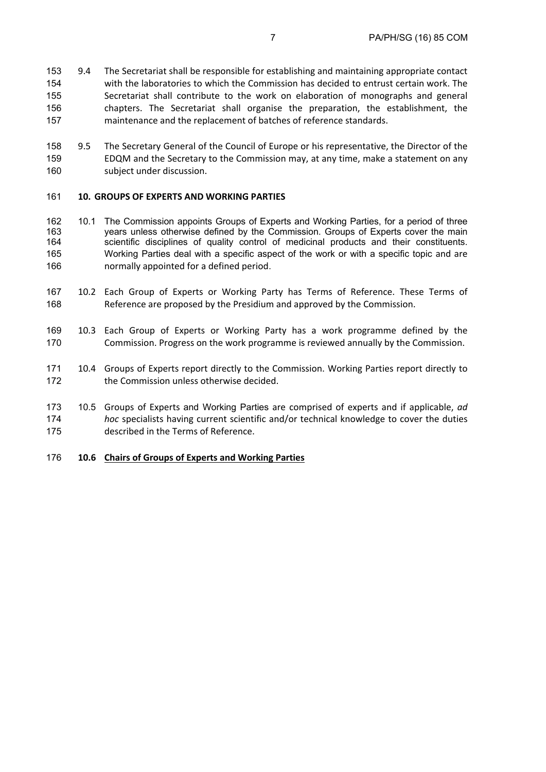9.4 The Secretariat shall be responsible for establishing and maintaining appropriate contact with the laboratories to which the Commission has decided to entrust certain work. The Secretariat shall contribute to the work on elaboration of monographs and general chapters. The Secretariat shall organise the preparation, the establishment, the maintenance and the replacement of batches of reference standards.

9.5 The Secretary General of the Council of Europe or his representative, the Director of the EDQM and the Secretary to the Commission may, at any time, make a statement on any subject under discussion.

## 10. GROUPS OF EXPERTS AND WORKING PARTIES

10.1 The Commission appoints Groups of Experts and Working Parties, for a period of three years unless otherwise defined by the Commission. Groups of Experts cover the main scientific disciplines of quality control of medicinal products and their constituents. Working Parties deal with a specific aspect of the work or with a specific topic and are normally appointed for a defined period.

10.2 Each Group of Experts or Working Party has Terms of Reference. These Terms of Reference are proposed by the Presidium and approved by the Commission.

10.3 Each Group of Experts or Working Party has a work programme defined by the Commission. Progress on the work programme is reviewed annually by the Commission.

10.4 Groups of Experts report directly to the Commission. Working Parties report directly to the Commission unless otherwise decided.

10.5 Groups of Experts and Working Parties are comprised of experts and if applicable, *ad hoc* specialists having current scientific and/or technical knowledge to cover the duties described in the Terms of Reference.

### 10.6 Chairs of Groups of Experts and Working Parties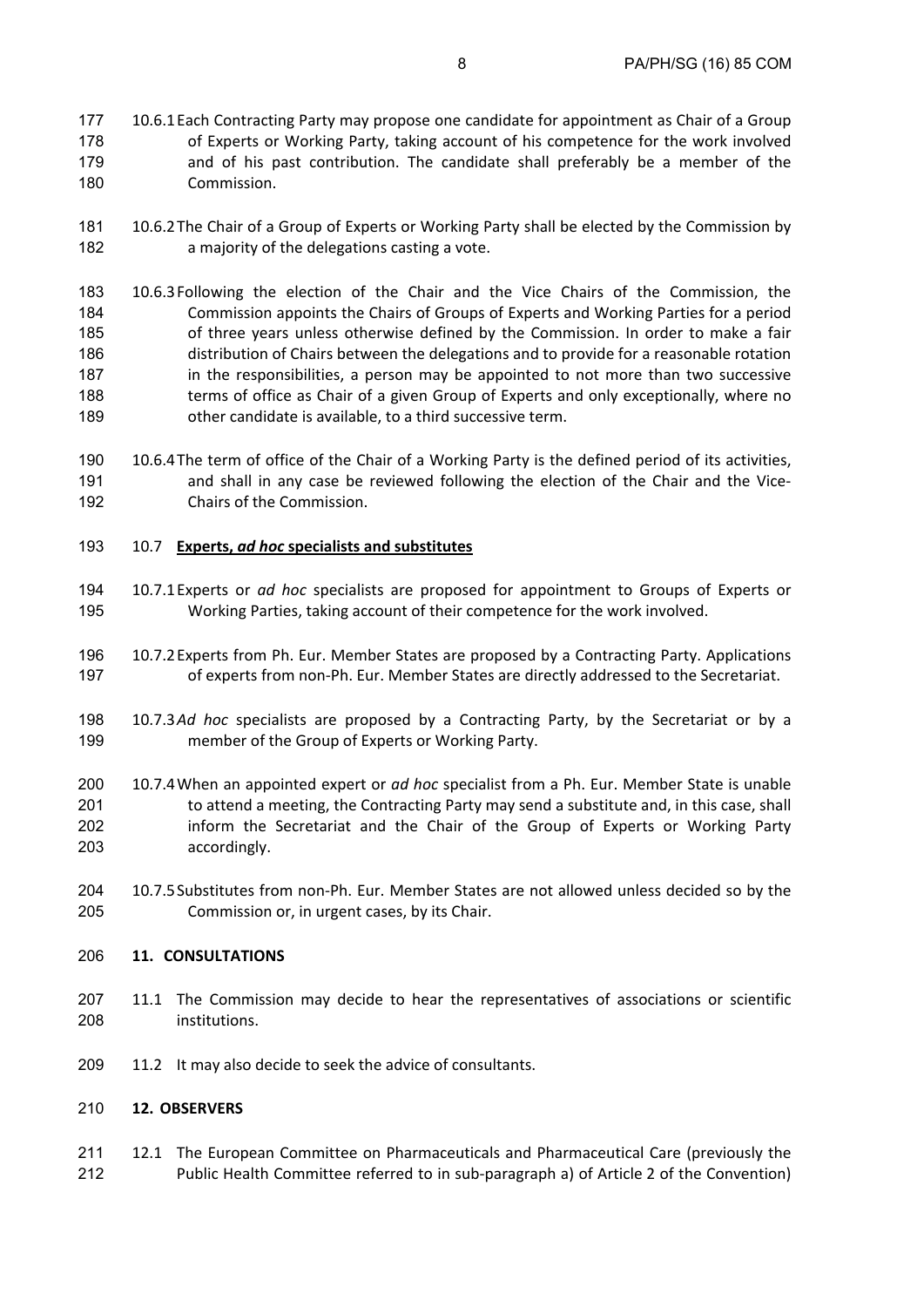10.6.1 Each Contracting Party may propose one candidate for appointment as Chair of a Group of Experts or Working Party, taking account of his competence for the work involved and of his past contribution. The candidate shall preferably be a member of the Commission.

10.6.2 The Chair of a Group of Experts or Working Party shall be elected by the Commission by a majority of the delegations casting a vote.

10.6.3 Following the election of the Chair and the Vice Chairs of the Commission, the Commission appoints the Chairs of Groups of Experts and Working Parties for a period of three years unless otherwise defined by the Commission. In order to make a fair distribution of Chairs between the delegations and to provide for a reasonable rotation in the responsibilities, a person may be appointed to not more than two successive terms of office as Chair of a given Group of Experts and only exceptionally, where no other candidate is available, to a third successive term.

10.6.4 The term of office of the Chair of a Working Party is the defined period of its activities, and shall in any case be reviewed following the election of the Chair and the Vice-Chairs of the Commission.

### 10.7 Experts, *ad hoc* specialists and substitutes

10.7.1 Experts or *ad hoc* specialists are proposed for appointment to Groups of Experts or Working Parties, taking account of their competence for the work involved.

10.7.2 Experts from Ph. Eur. Member States are proposed by a Contracting Party. Applications of experts from non-Ph. Eur. Member States are directly addressed to the Secretariat.

10.7.3 *Ad hoc* specialists are proposed by a Contracting Party, by the Secretariat or by a member of the Group of Experts or Working Party.

10.7.4 When an appointed expert or *ad hoc* specialist from a Ph. Eur. Member State is unable to attend a meeting, the Contracting Party may send a substitute and, in this case, shall inform the Secretariat and the Chair of the Group of Experts or Working Party accordingly.

10.7.5 Substitutes from non-Ph. Eur. Member States are not allowed unless decided so by the Commission or, in urgent cases, by its Chair.

## 11. CONSULTATIONS

11.1 The Commission may decide to hear the representatives of associations or scientific institutions.

11.2 It may also decide to seek the advice of consultants.

## 12. OBSERVERS

12.1 The European Committee on Pharmaceuticals and Pharmaceutical Care (previously the Public Health Committee referred to in sub-paragraph a) of Article 2 of the Convention)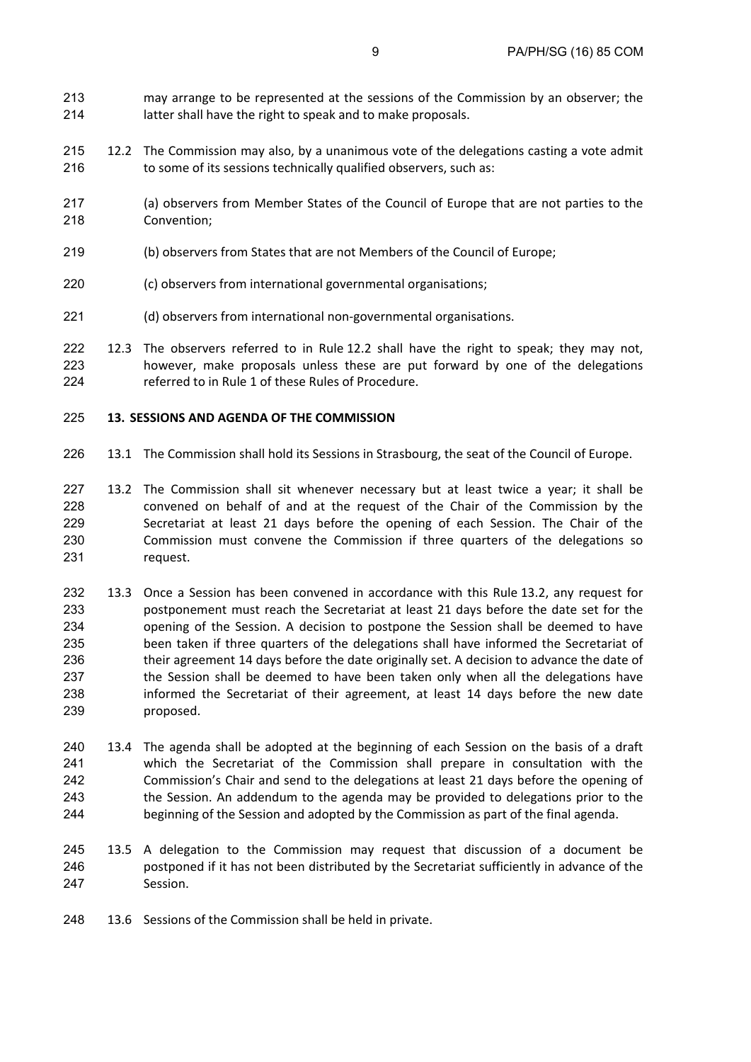may arrange to be represented at the sessions of the Commission by an observer; the latter shall have the right to speak and to make proposals.

12.2 The Commission may also, by a unanimous vote of the delegations casting a vote admit to some of its sessions technically qualified observers, such as:

(a) observers from Member States of the Council of Europe that are not parties to the Convention;

(b) observers from States that are not Members of the Council of Europe;

(c) observers from international governmental organisations;

(d) observers from international non-governmental organisations.

12.3 The observers referred to in Rule 12.2 shall have the right to speak; they may not, however, make proposals unless these are put forward by one of the delegations referred to in Rule 1 of these Rules of Procedure.

## 13. SESSIONS AND AGENDA OF THE COMMISSION

13.1 The Commission shall hold its Sessions in Strasbourg, the seat of the Council of Europe.

13.2 The Commission shall sit whenever necessary but at least twice a year; it shall be convened on behalf of and at the request of the Chair of the Commission by the Secretariat at least 21 days before the opening of each Session. The Chair of the Commission must convene the Commission if three quarters of the delegations so request.

13.3 Once a Session has been convened in accordance with this Rule 13.2, any request for postponement must reach the Secretariat at least 21 days before the date set for the opening of the Session. A decision to postpone the Session shall be deemed to have been taken if three quarters of the delegations shall have informed the Secretariat of their agreement 14 days before the date originally set. A decision to advance the date of the Session shall be deemed to have been taken only when all the delegations have informed the Secretariat of their agreement, at least 14 days before the new date proposed.

13.4 The agenda shall be adopted at the beginning of each Session on the basis of a draft which the Secretariat of the Commission shall prepare in consultation with the Commission's Chair and send to the delegations at least 21 days before the opening of the Session. An addendum to the agenda may be provided to delegations prior to the beginning of the Session and adopted by the Commission as part of the final agenda.

13.5 A delegation to the Commission may request that discussion of a document be postponed if it has not been distributed by the Secretariat sufficiently in advance of the Session.

13.6 Sessions of the Commission shall be held in private.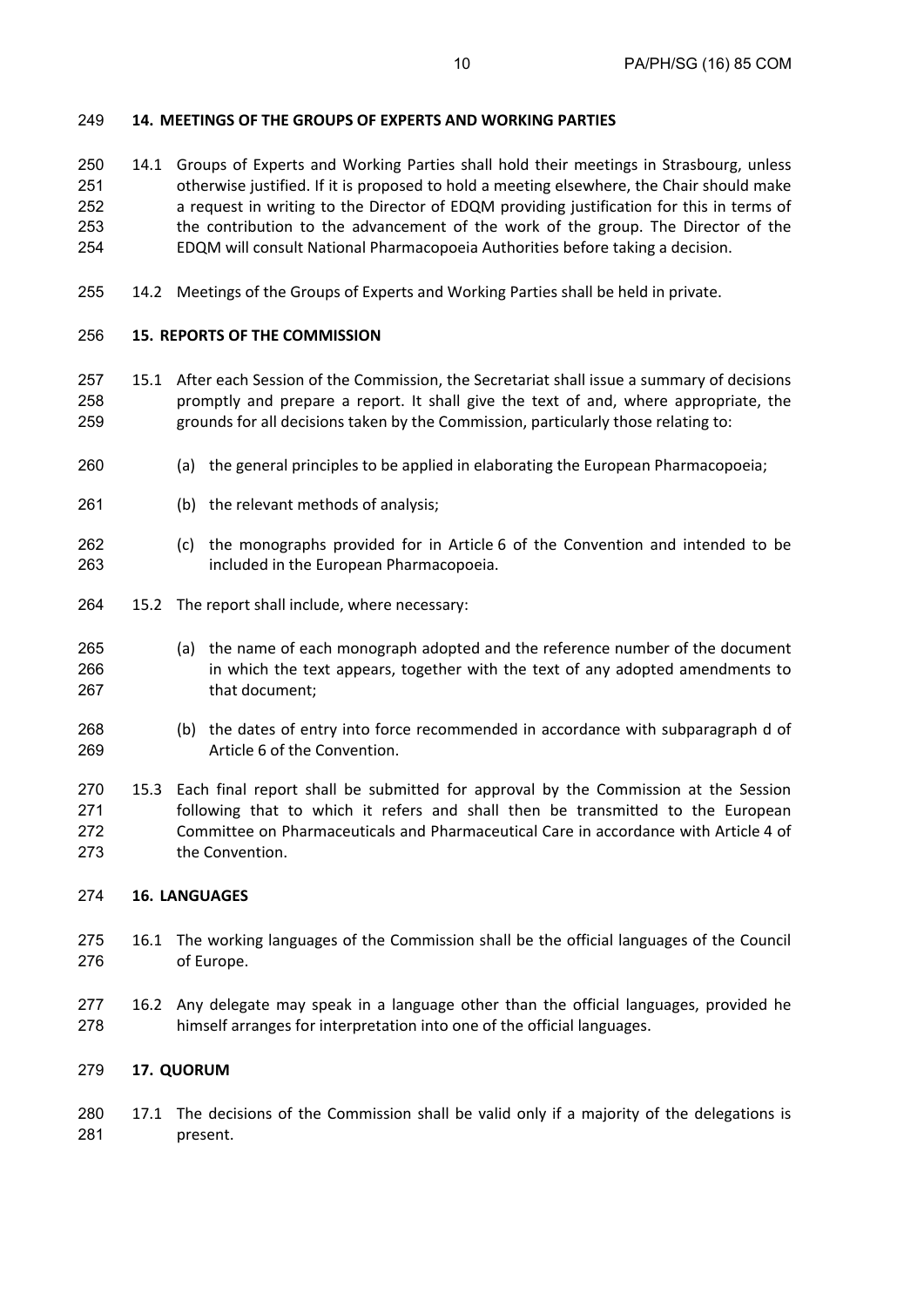## 14. MEETINGS OF THE GROUPS OF EXPERTS AND WORKING PARTIES

14.1 Groups of Experts and Working Parties shall hold their meetings in Strasbourg, unless otherwise justified. If it is proposed to hold a meeting elsewhere, the Chair should make a request in writing to the Director of EDQM providing justification for this in terms of the contribution to the advancement of the work of the group. The Director of the EDQM will consult National Pharmacopoeia Authorities before taking a decision.

14.2 Meetings of the Groups of Experts and Working Parties shall be held in private.

## 15. REPORTS OF THE COMMISSION

15.1 After each Session of the Commission, the Secretariat shall issue a summary of decisions promptly and prepare a report. It shall give the text of and, where appropriate, the grounds for all decisions taken by the Commission, particularly those relating to:

(a) the general principles to be applied in elaborating the European Pharmacopoeia;

(b) the relevant methods of analysis;

(c) the monographs provided for in Article 6 of the Convention and intended to be included in the European Pharmacopoeia.

15.2 The report shall include, where necessary:

(a) the name of each monograph adopted and the reference number of the document in which the text appears, together with the text of any adopted amendments to that document;

(b) the dates of entry into force recommended in accordance with subparagraph d of Article 6 of the Convention.

15.3 Each final report shall be submitted for approval by the Commission at the Session following that to which it refers and shall then be transmitted to the European Committee on Pharmaceuticals and Pharmaceutical Care in accordance with Article 4 of the Convention.

## 16. LANGUAGES

16.1 The working languages of the Commission shall be the official languages of the Council of Europe.

16.2 Any delegate may speak in a language other than the official languages, provided he himself arranges for interpretation into one of the official languages.

## 17. QUORUM

17.1 The decisions of the Commission shall be valid only if a majority of the delegations is present.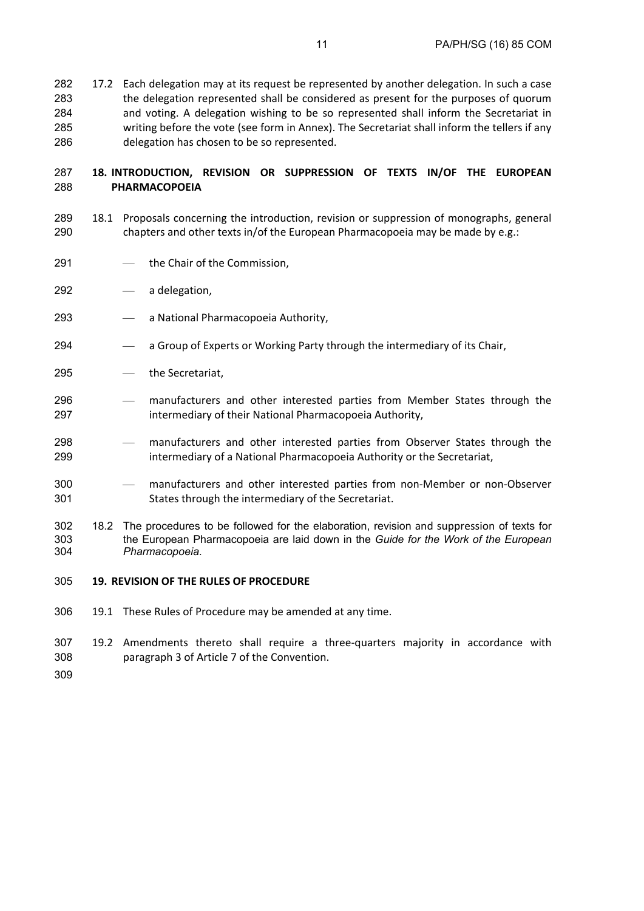17.2 Each delegation may at its request be represented by another delegation. In such a case the delegation represented shall be considered as present for the purposes of quorum and voting. A delegation wishing to be so represented shall inform the Secretariat in writing before the vote (see form in Annex). The Secretariat shall inform the tellers if any delegation has chosen to be so represented.

## 18. INTRODUCTION, REVISION OR SUPPRESSION OF TEXTS IN/OF THE EUROPEAN PHARMACOPOEIA

18.1 Proposals concerning the introduction, revision or suppression of monographs, general chapters and other texts in/of the European Pharmacopoeia may be made by e.g.:

- the Chair of the Commission,
- a delegation,
- a National Pharmacopoeia Authority,
- a Group of Experts or Working Party through the intermediary of its Chair,
- the Secretariat,
- manufacturers and other interested parties from Member States through the intermediary of their National Pharmacopoeia Authority,
- manufacturers and other interested parties from Observer States through the intermediary of a National Pharmacopoeia Authority or the Secretariat,
- manufacturers and other interested parties from non-Member or non-Observer States through the intermediary of the Secretariat.

18.2 The procedures to be followed for the elaboration, revision and suppression of texts for the European Pharmacopoeia are laid down in the *Guide for the Work of the European Pharmacopoeia*.

## 19. REVISION OF THE RULES OF PROCEDURE

19.1 These Rules of Procedure may be amended at any time.

19.2 Amendments thereto shall require a three-quarters majority in accordance with paragraph 3 of Article 7 of the Convention.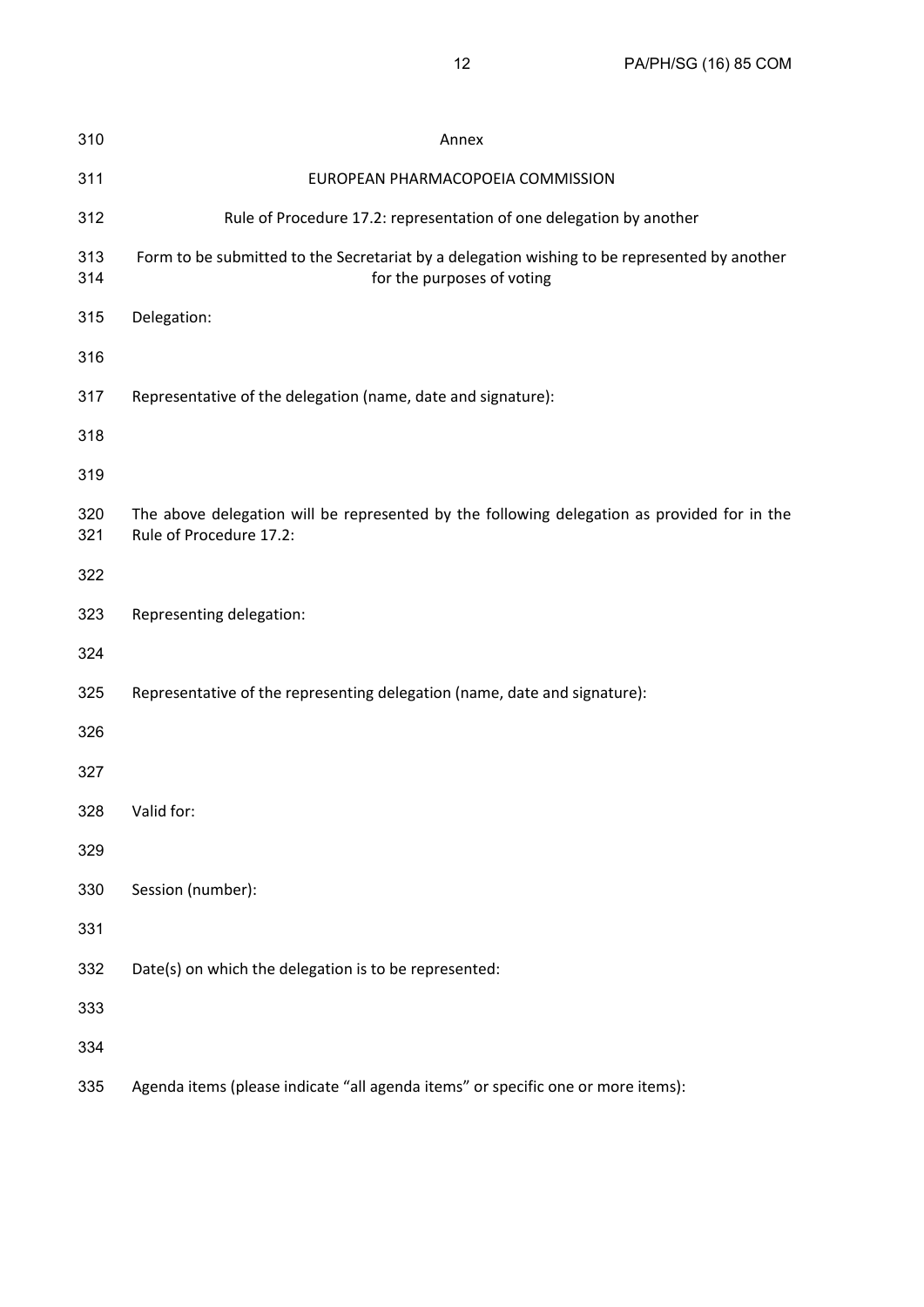Annex

EUROPEAN PHARMACOPOEIA COMMISSION

Rule of Procedure 17.2: representation of one delegation by another

Form to be submitted to the Secretariat by a delegation wishing to be represented by another for the purposes of voting

Delegation:

Representative of the delegation (name, date and signature):

The above delegation will be represented by the following delegation as provided for in the Rule of Procedure 17.2:

Representing delegation:

Representative of the representing delegation (name, date and signature):

Valid for:

Session (number):

Date(s) on which the delegation is to be represented:

Agenda items (please indicate "all agenda items" or specific one or more items):